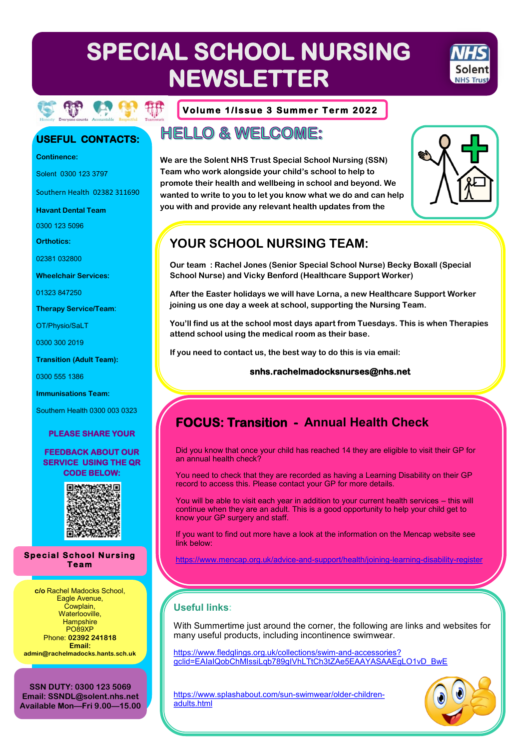# SPECIAL SCHOOL NURSING NEWSLETTER

Honesty Everyone counts Accountable Respectful Teamwork

**Volume 1/Issue 3 Summer Term 2022**

## HELLO & WELCOME:

**We are the Solent NHS Trust Special School Nursing (SSN) Team who work alongside your child's school to help to promote their health and wellbeing in school and beyond. We wanted to write to you to let you know what we do and can help you with and provide any relevant health updates from the**

## YOUR SCHOOL NURSING TEAM:

**Our team : Rachel Jones (Senior Special School Nurse) Becky Boxall (Special School Nurse) and Vicky Benford (Healthcare Support Worker)**

**After the Easter holidays we will have Lorna, a new Healthcare Support Worker joining us one day a week at school, supporting the Nursing Team.**

**You'll find us at the school most days apart from Tuesdays. This is when Therapies attend school using the medical room as their base.**

**If you need to contact us, the best way to do this is via email:**

**snhs.rachelmadocksnurses@nhs.net**

## FOCUS: Transition - Annual Health Check

Did you know that once your child has reached 14 they are eligible to visit their GP for an annual health check?

You need to check that they are recorded as having a Learning Disability on their GP record to access this. Please contact your GP for more details.

You will be able to visit each year in addition to your current health services – this will continue when they are an adult. This is a good opportunity to help your child get to know your GP surgery and staff.

If you want to find out more have a look at the information on the Mencap website see link below:

https://www.mencap.org.uk/advice-and-support/health/joining-learning-disability-register

## Useful links:

With Summertime just around the corner, the following are links and websites for many useful products, including incontinence swimwear.

https://www.fledglings.org.uk/collections/swim-and-accessories?gclid=EAIaIQobChMIssiLqb789gIVhLTtCh3tZAe5EAAYASAAEgLO1vD_BwE

https://www.splashabout.com/sun-swimwear/older-children-adults.html

## USEFUL CONTACTS:

**Continence:**

Solent 0300 123 3797

Southern Health 02382 311690

**Havant Dental Team**

0300 123 5096

**Orthotics:**

02381 032800

**Wheelchair Services:**

01323 847250

**Therapy Service/Team:**

OT/Physio/SaLT

0300 300 2019

**Transition (Adult Team):**

0300 555 1386

**Immunisations Team:**

Southern Health 0300 003 0323

**PLEASE SHARE YOUR FEEDBACK ABOUT OUR SERVICE USING THE QR CODE BELOW:**

**Special School Nursing Team**

**c/o** Rachel Madocks School,
Eagle Avenue,
Cowplain,
Waterlooville,
Hampshire
PO89XP
Phone: **02392 241818**
**Email:**
**admin@rachelmadocks.hants.sch.uk**

**SSN DUTY: 0300 123 5069**
**Email: SSNDL@solent.nhs.net**
**Available Mon—Fri 9.00—15.00**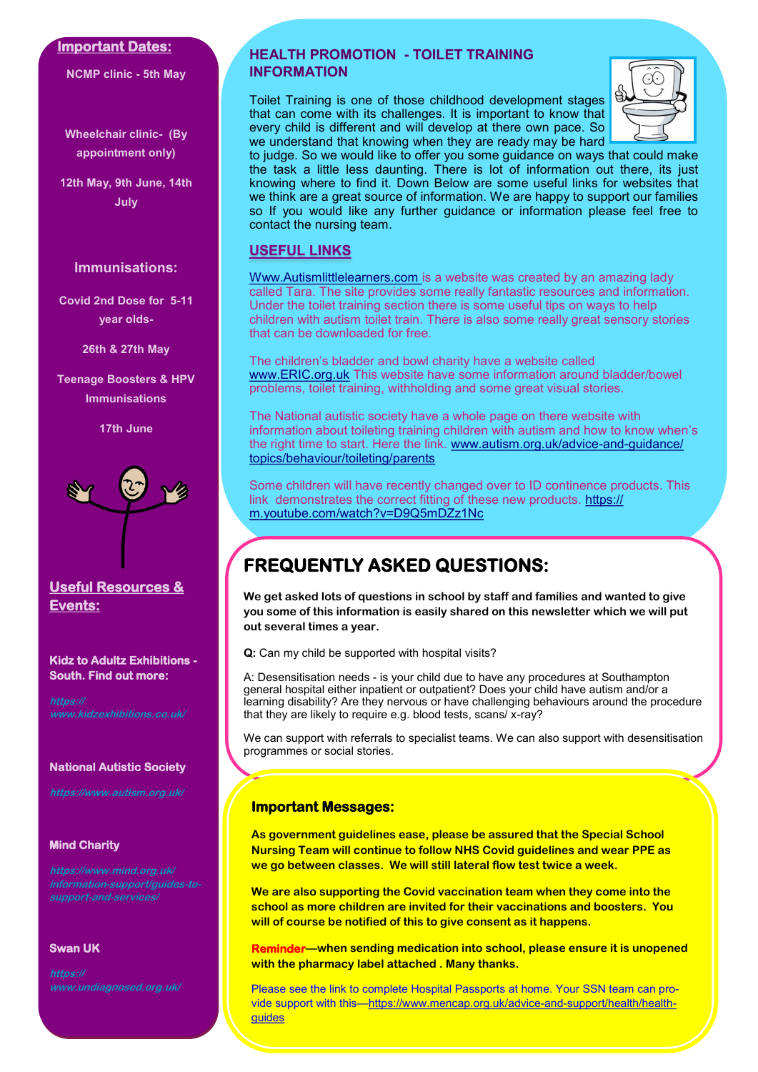## Important Dates:

**NCMP clinic - 5th May**

**Wheelchair clinic- (By appointment only)**

**12th May, 9th June, 14th July**

### Immunisations:

**Covid 2nd Dose for 5-11 year olds-**

**26th & 27th May**

**Teenage Boosters & HPV Immunisations**

**17th June**

## Useful Resources & Events:

**Kidz to Adultz Exhibitions - South. Find out more:**

https://www.kidzexhibitions.co.uk/

**National Autistic Society**

https://www.autism.org.uk/

**Mind Charity**

https://www.mind.org.uk/information-support/guides-to-support-and-services/

**Swan UK**

https://www.undiagnosed.org.uk/

## HEALTH PROMOTION - TOILET TRAINING INFORMATION

Toilet Training is one of those childhood development stages that can come with its challenges. It is important to know that every child is different and will develop at there own pace. So we understand that knowing when they are ready may be hard to judge. So we would like to offer you some guidance on ways that could make the task a little less daunting. There is lot of information out there, its just knowing where to find it. Down Below are some useful links for websites that we think are a great source of information. We are happy to support our families so If you would like any further guidance or information please feel free to contact the nursing team.

### USEFUL LINKS

Www.Autismlittlelearners.com is a website was created by an amazing lady called Tara. The site provides some really fantastic resources and information. Under the toilet training section there is some useful tips on ways to help children with autism toilet train. There is also some really great sensory stories that can be downloaded for free.

The children's bladder and bowl charity have a website called www.ERIC.org.uk This website have some information around bladder/bowel problems, toilet training, withholding and some great visual stories.

The National autistic society have a whole page on there website with information about toileting training children with autism and how to know when's the right time to start. Here the link. www.autism.org.uk/advice-and-guidance/topics/behaviour/toileting/parents

Some children will have recently changed over to ID continence products. This link demonstrates the correct fitting of these new products. https://m.youtube.com/watch?v=D9Q5mDZz1Nc

## FREQUENTLY ASKED QUESTIONS:

**We get asked lots of questions in school by staff and families and wanted to give you some of this information is easily shared on this newsletter which we will put out several times a year.**

**Q:** Can my child be supported with hospital visits?

A: Desensitisation needs - is your child due to have any procedures at Southampton general hospital either inpatient or outpatient? Does your child have autism and/or a learning disability? Are they nervous or have challenging behaviours around the procedure that they are likely to require e.g. blood tests, scans/ x-ray?

We can support with referrals to specialist teams. We can also support with desensitisation programmes or social stories.

### Important Messages:

**As government guidelines ease, please be assured that the Special School Nursing Team will continue to follow NHS Covid guidelines and wear PPE as we go between classes. We will still lateral flow test twice a week.**

**We are also supporting the Covid vaccination team when they come into the school as more children are invited for their vaccinations and boosters. You will of course be notified of this to give consent as it happens.**

**Reminder—when sending medication into school, please ensure it is unopened with the pharmacy label attached . Many thanks.**

Please see the link to complete Hospital Passports at home. Your SSN team can provide support with this—https://www.mencap.org.uk/advice-and-support/health/health-guides